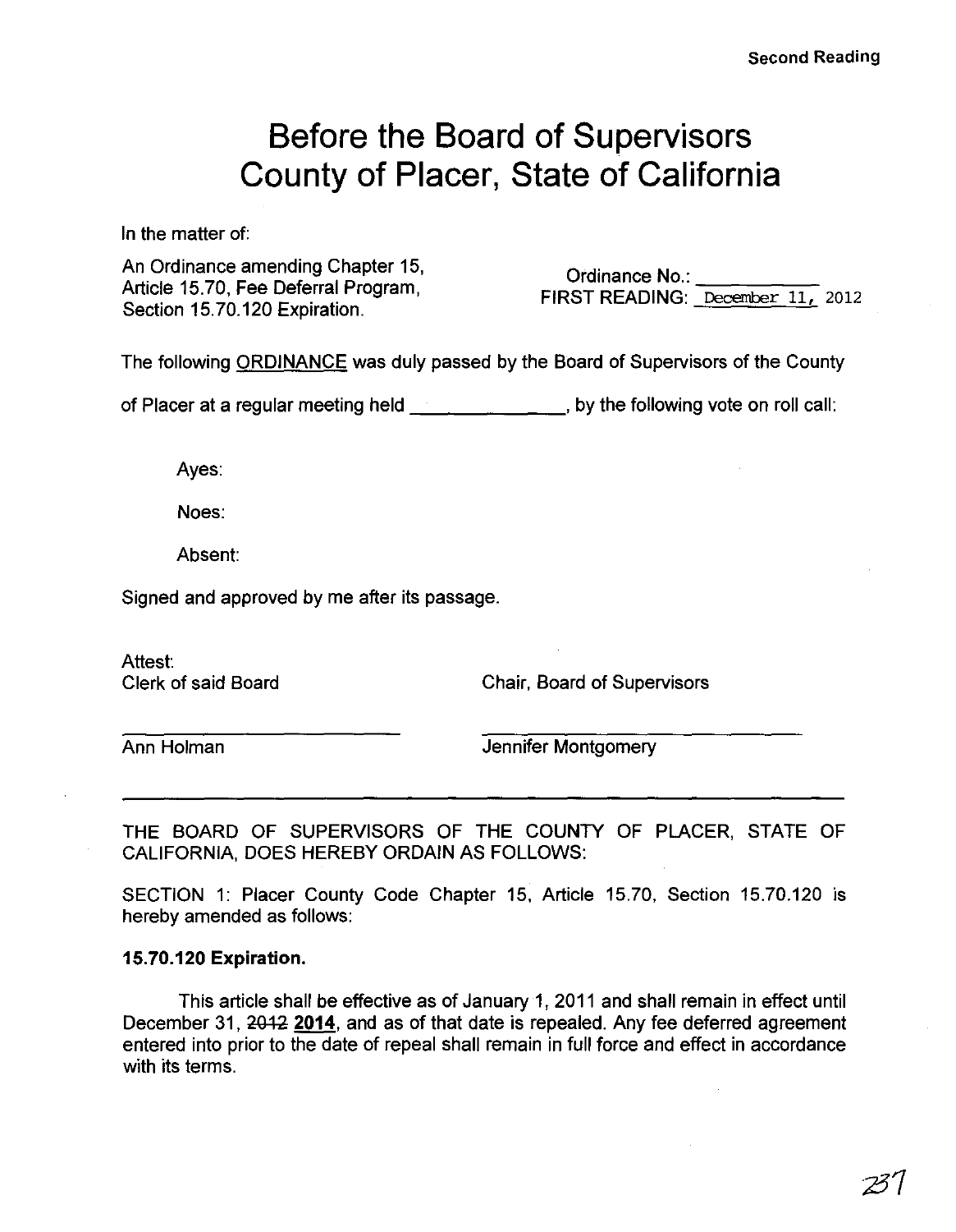Second Reading

# Before the Board of Supervisors County of Placer, State of California

In the matter of:

An Ordinance amending Chapter 15, Article 15.70, Fee Deferral Program, Section 15.70.120 Expiration.

Ordinance No.: ___________
FIRST READING: December 11, 2012

The following ORDINANCE was duly passed by the Board of Supervisors of the County of Placer at a regular meeting held ______________, by the following vote on roll call:

Ayes:

Noes:

Absent:

Signed and approved by me after its passage.

Attest:
Clerk of said Board

Chair, Board of Supervisors

Ann Holman

Jennifer Montgomery

---

THE BOARD OF SUPERVISORS OF THE COUNTY OF PLACER, STATE OF CALIFORNIA, DOES HEREBY ORDAIN AS FOLLOWS:

SECTION 1: Placer County Code Chapter 15, Article 15.70, Section 15.70.120 is hereby amended as follows:

**15.70.120 Expiration.**

This article shall be effective as of January 1, 2011 and shall remain in effect until December 31, ~~2012~~ **2014**, and as of that date is repealed. Any fee deferred agreement entered into prior to the date of repeal shall remain in full force and effect in accordance with its terms.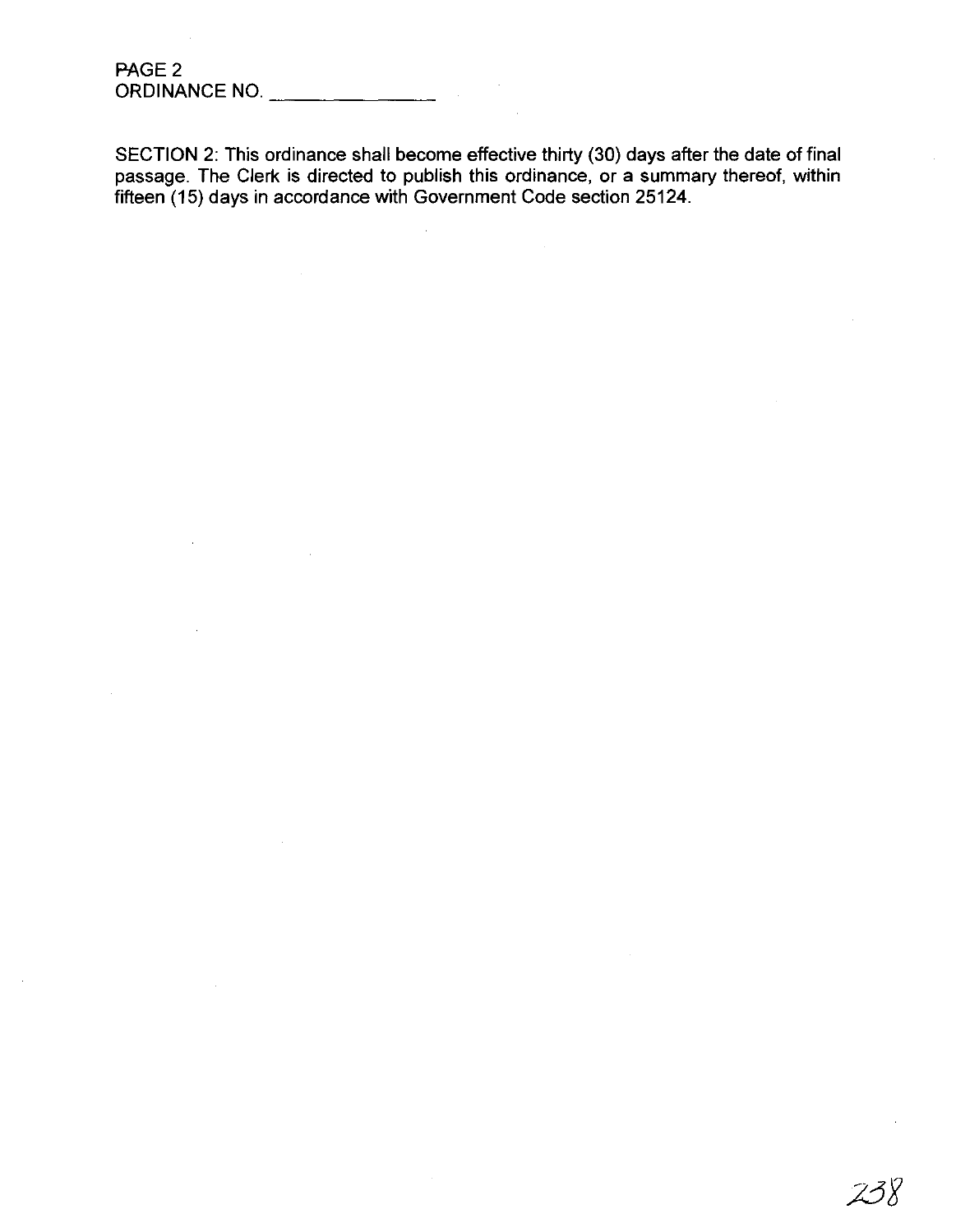SECTION 2: This ordinance shall become effective thirty (30) days after the date of final passage. The Clerk is directed to publish this ordinance, or a summary thereof, within fifteen (15) days in accordance with Government Code section 25124.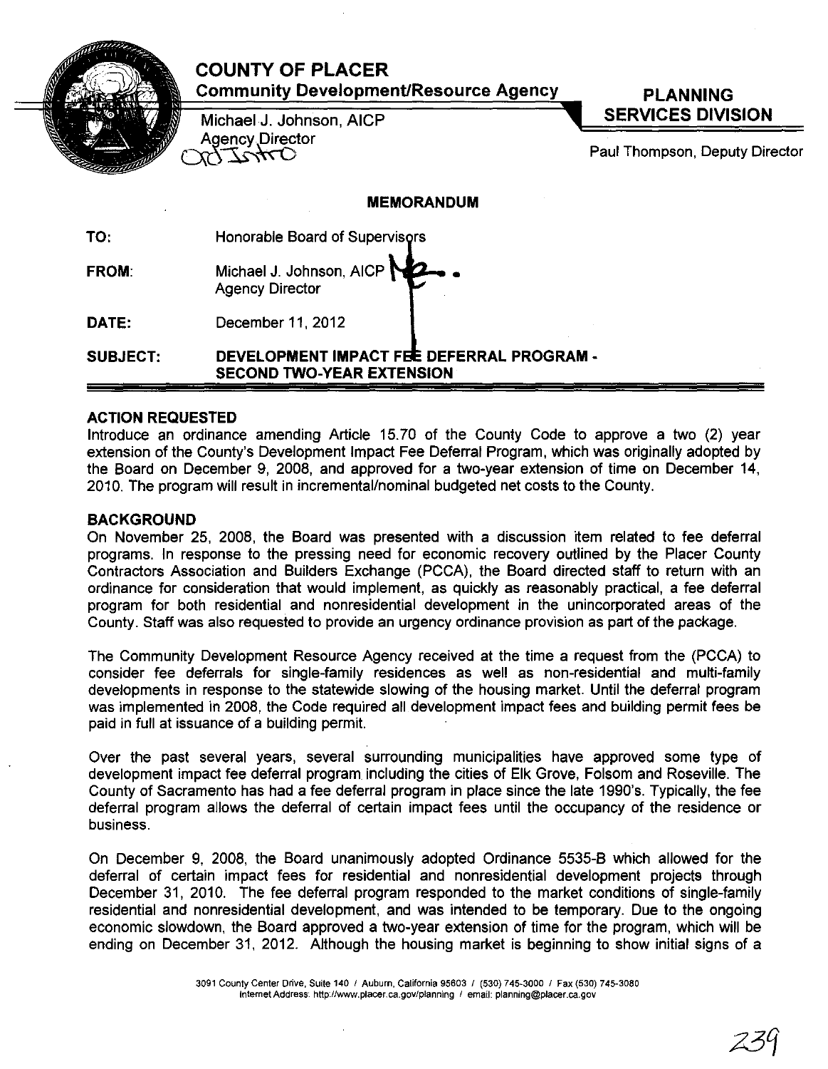# COUNTY OF PLACER

**Community Development/Resource Agency**

Michael J. Johnson, AICP
Agency Director

Ord Intro

**PLANNING SERVICES DIVISION**

Paul Thompson, Deputy Director

## MEMORANDUM

**TO:** Honorable Board of Supervisors

**FROM:** Michael J. Johnson, AICP
Agency Director

**DATE:** December 11, 2012

**SUBJECT:** **DEVELOPMENT IMPACT FEE DEFERRAL PROGRAM - SECOND TWO-YEAR EXTENSION**

### ACTION REQUESTED

Introduce an ordinance amending Article 15.70 of the County Code to approve a two (2) year extension of the County's Development Impact Fee Deferral Program, which was originally adopted by the Board on December 9, 2008, and approved for a two-year extension of time on December 14, 2010. The program will result in incremental/nominal budgeted net costs to the County.

### BACKGROUND

On November 25, 2008, the Board was presented with a discussion item related to fee deferral programs. In response to the pressing need for economic recovery outlined by the Placer County Contractors Association and Builders Exchange (PCCA), the Board directed staff to return with an ordinance for consideration that would implement, as quickly as reasonably practical, a fee deferral program for both residential and nonresidential development in the unincorporated areas of the County. Staff was also requested to provide an urgency ordinance provision as part of the package.

The Community Development Resource Agency received at the time a request from the (PCCA) to consider fee deferrals for single-family residences as well as non-residential and multi-family developments in response to the statewide slowing of the housing market. Until the deferral program was implemented in 2008, the Code required all development impact fees and building permit fees be paid in full at issuance of a building permit.

Over the past several years, several surrounding municipalities have approved some type of development impact fee deferral program including the cities of Elk Grove, Folsom and Roseville. The County of Sacramento has had a fee deferral program in place since the late 1990's. Typically, the fee deferral program allows the deferral of certain impact fees until the occupancy of the residence or business.

On December 9, 2008, the Board unanimously adopted Ordinance 5535-B which allowed for the deferral of certain impact fees for residential and nonresidential development projects through December 31, 2010. The fee deferral program responded to the market conditions of single-family residential and nonresidential development, and was intended to be temporary. Due to the ongoing economic slowdown, the Board approved a two-year extension of time for the program, which will be ending on December 31, 2012. Although the housing market is beginning to show initial signs of a

3091 County Center Drive, Suite 140 / Auburn, California 95603 / (530) 745-3000 / Fax (530) 745-3080
Internet Address: http://www.placer.ca.gov/planning / email: planning@placer.ca.gov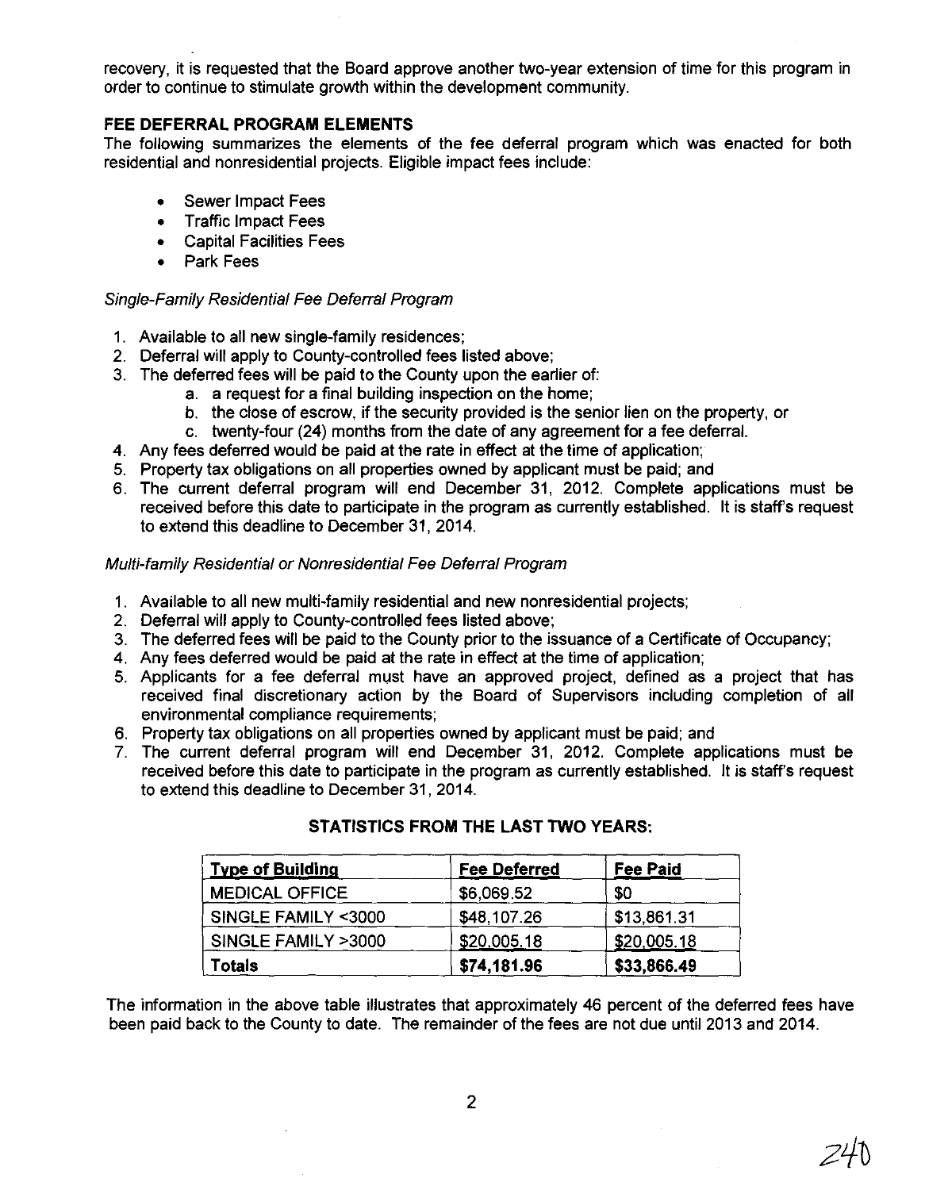recovery, it is requested that the Board approve another two-year extension of time for this program in order to continue to stimulate growth within the development community.

**FEE DEFERRAL PROGRAM ELEMENTS**

The following summarizes the elements of the fee deferral program which was enacted for both residential and nonresidential projects. Eligible impact fees include:

- Sewer Impact Fees
- Traffic Impact Fees
- Capital Facilities Fees
- Park Fees

*Single-Family Residential Fee Deferral Program*

1. Available to all new single-family residences;
2. Deferral will apply to County-controlled fees listed above;
3. The deferred fees will be paid to the County upon the earlier of:
   a. a request for a final building inspection on the home;
   b. the close of escrow, if the security provided is the senior lien on the property, or
   c. twenty-four (24) months from the date of any agreement for a fee deferral.
4. Any fees deferred would be paid at the rate in effect at the time of application;
5. Property tax obligations on all properties owned by applicant must be paid; and
6. The current deferral program will end December 31, 2012. Complete applications must be received before this date to participate in the program as currently established. It is staff's request to extend this deadline to December 31, 2014.

*Multi-family Residential or Nonresidential Fee Deferral Program*

1. Available to all new multi-family residential and new nonresidential projects;
2. Deferral will apply to County-controlled fees listed above;
3. The deferred fees will be paid to the County prior to the issuance of a Certificate of Occupancy;
4. Any fees deferred would be paid at the rate in effect at the time of application;
5. Applicants for a fee deferral must have an approved project, defined as a project that has received final discretionary action by the Board of Supervisors including completion of all environmental compliance requirements;
6. Property tax obligations on all properties owned by applicant must be paid; and
7. The current deferral program will end December 31, 2012. Complete applications must be received before this date to participate in the program as currently established. It is staff's request to extend this deadline to December 31, 2014.

**STATISTICS FROM THE LAST TWO YEARS:**

| Type of Building | Fee Deferred | Fee Paid |
|---|---|---|
| MEDICAL OFFICE | $6,069.52 | $0 |
| SINGLE FAMILY <3000 | $48,107.26 | $13,861.31 |
| SINGLE FAMILY >3000 | $20,005.18 | $20,005.18 |
| **Totals** | **$74,181.96** | **$33,866.49** |

The information in the above table illustrates that approximately 46 percent of the deferred fees have been paid back to the County to date. The remainder of the fees are not due until 2013 and 2014.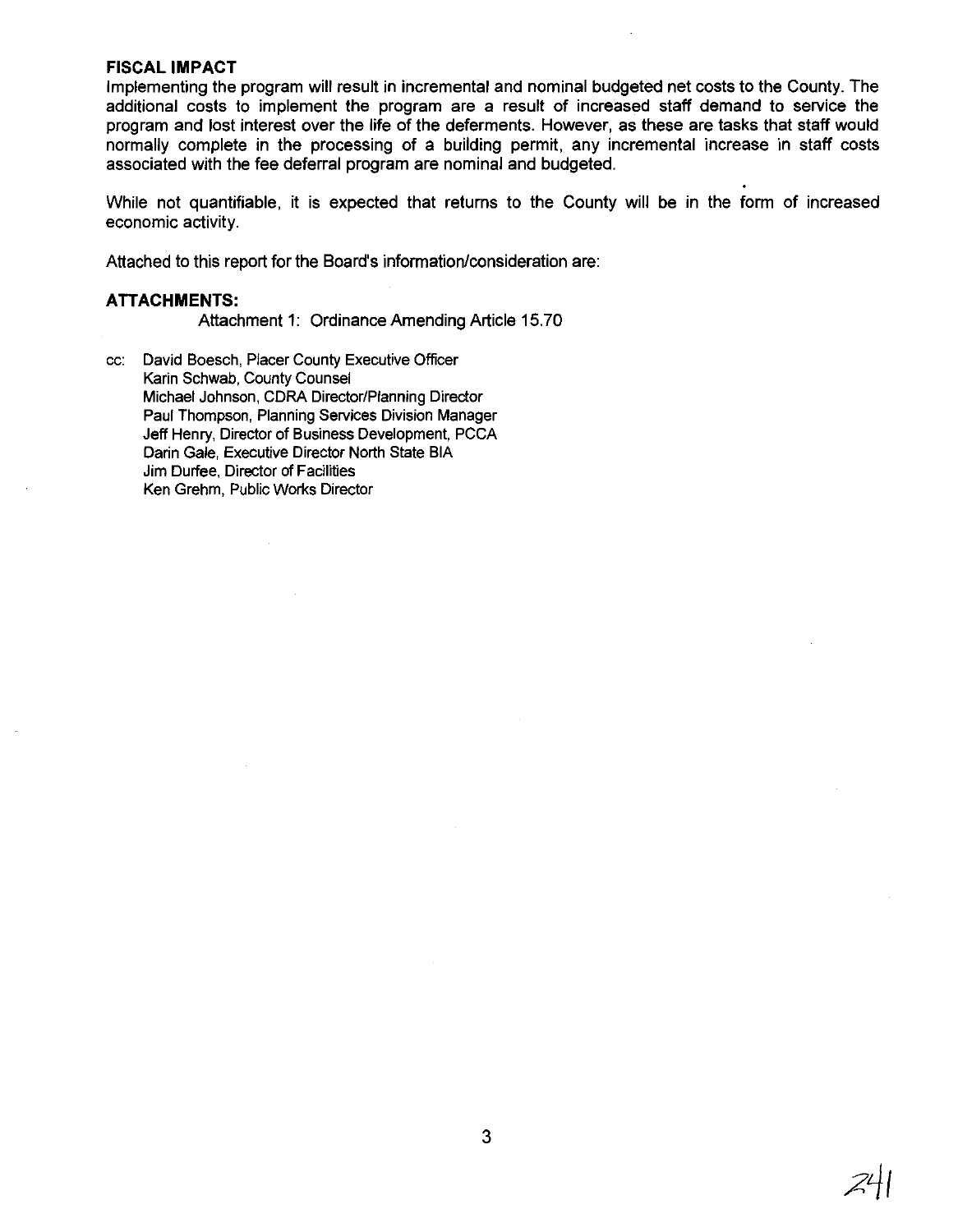## FISCAL IMPACT

Implementing the program will result in incremental and nominal budgeted net costs to the County. The additional costs to implement the program are a result of increased staff demand to service the program and lost interest over the life of the deferments. However, as these are tasks that staff would normally complete in the processing of a building permit, any incremental increase in staff costs associated with the fee deferral program are nominal and budgeted.

While not quantifiable, it is expected that returns to the County will be in the form of increased economic activity.

Attached to this report for the Board's information/consideration are:

## ATTACHMENTS:

Attachment 1: Ordinance Amending Article 15.70

cc: David Boesch, Placer County Executive Officer
Karin Schwab, County Counsel
Michael Johnson, CDRA Director/Planning Director
Paul Thompson, Planning Services Division Manager
Jeff Henry, Director of Business Development, PCCA
Darin Gale, Executive Director North State BIA
Jim Durfee, Director of Facilities
Ken Grehm, Public Works Director